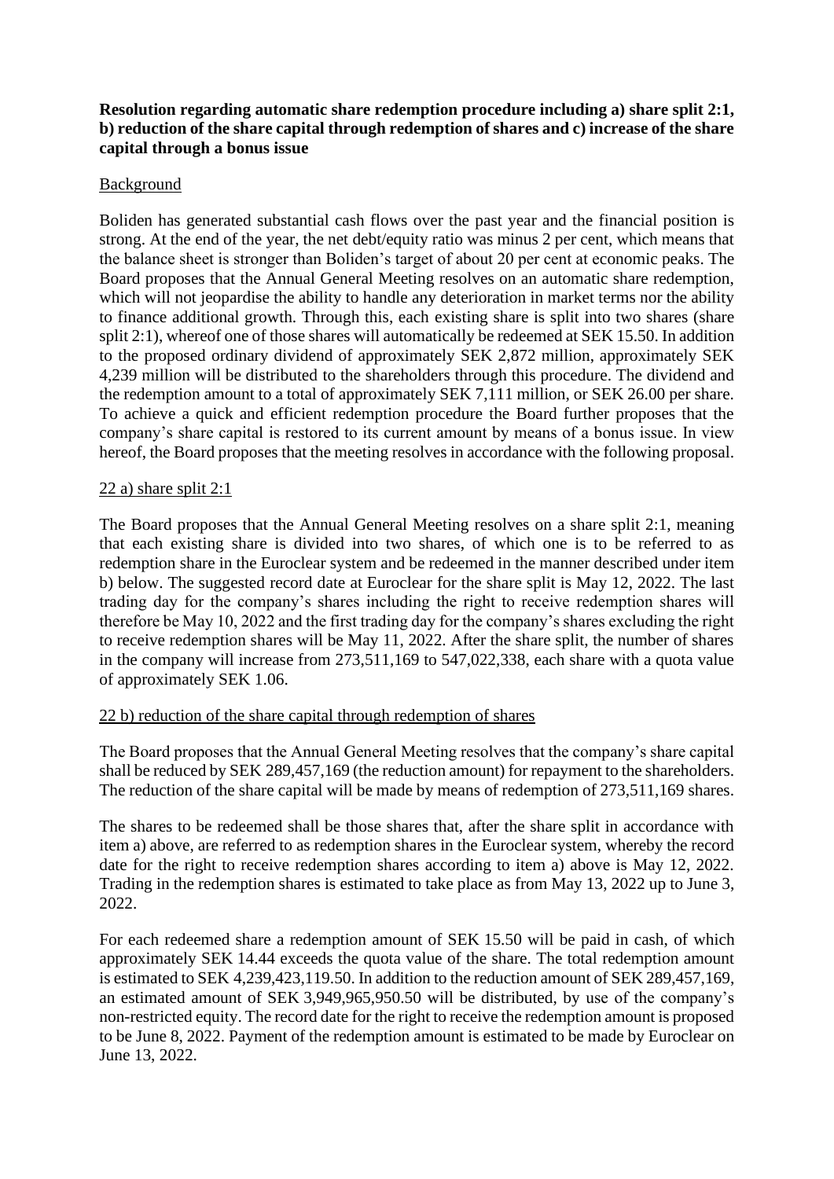**Resolution regarding automatic share redemption procedure including a) share split 2:1, b) reduction of the share capital through redemption of shares and c) increase of the share capital through a bonus issue**

Background

Boliden has generated substantial cash flows over the past year and the financial position is strong. At the end of the year, the net debt/equity ratio was minus 2 per cent, which means that the balance sheet is stronger than Boliden's target of about 20 per cent at economic peaks. The Board proposes that the Annual General Meeting resolves on an automatic share redemption, which will not jeopardise the ability to handle any deterioration in market terms nor the ability to finance additional growth. Through this, each existing share is split into two shares (share split 2:1), whereof one of those shares will automatically be redeemed at SEK 15.50. In addition to the proposed ordinary dividend of approximately SEK 2,872 million, approximately SEK 4,239 million will be distributed to the shareholders through this procedure. The dividend and the redemption amount to a total of approximately SEK 7,111 million, or SEK 26.00 per share. To achieve a quick and efficient redemption procedure the Board further proposes that the company's share capital is restored to its current amount by means of a bonus issue. In view hereof, the Board proposes that the meeting resolves in accordance with the following proposal.

22 a) share split 2:1

The Board proposes that the Annual General Meeting resolves on a share split 2:1, meaning that each existing share is divided into two shares, of which one is to be referred to as redemption share in the Euroclear system and be redeemed in the manner described under item b) below. The suggested record date at Euroclear for the share split is May 12, 2022. The last trading day for the company's shares including the right to receive redemption shares will therefore be May 10, 2022 and the first trading day for the company's shares excluding the right to receive redemption shares will be May 11, 2022. After the share split, the number of shares in the company will increase from 273,511,169 to 547,022,338, each share with a quota value of approximately SEK 1.06.

22 b) reduction of the share capital through redemption of shares

The Board proposes that the Annual General Meeting resolves that the company's share capital shall be reduced by SEK 289,457,169 (the reduction amount) for repayment to the shareholders. The reduction of the share capital will be made by means of redemption of 273,511,169 shares.

The shares to be redeemed shall be those shares that, after the share split in accordance with item a) above, are referred to as redemption shares in the Euroclear system, whereby the record date for the right to receive redemption shares according to item a) above is May 12, 2022. Trading in the redemption shares is estimated to take place as from May 13, 2022 up to June 3, 2022.

For each redeemed share a redemption amount of SEK 15.50 will be paid in cash, of which approximately SEK 14.44 exceeds the quota value of the share. The total redemption amount is estimated to SEK 4,239,423,119.50. In addition to the reduction amount of SEK 289,457,169, an estimated amount of SEK 3,949,965,950.50 will be distributed, by use of the company's non-restricted equity. The record date for the right to receive the redemption amount is proposed to be June 8, 2022. Payment of the redemption amount is estimated to be made by Euroclear on June 13, 2022.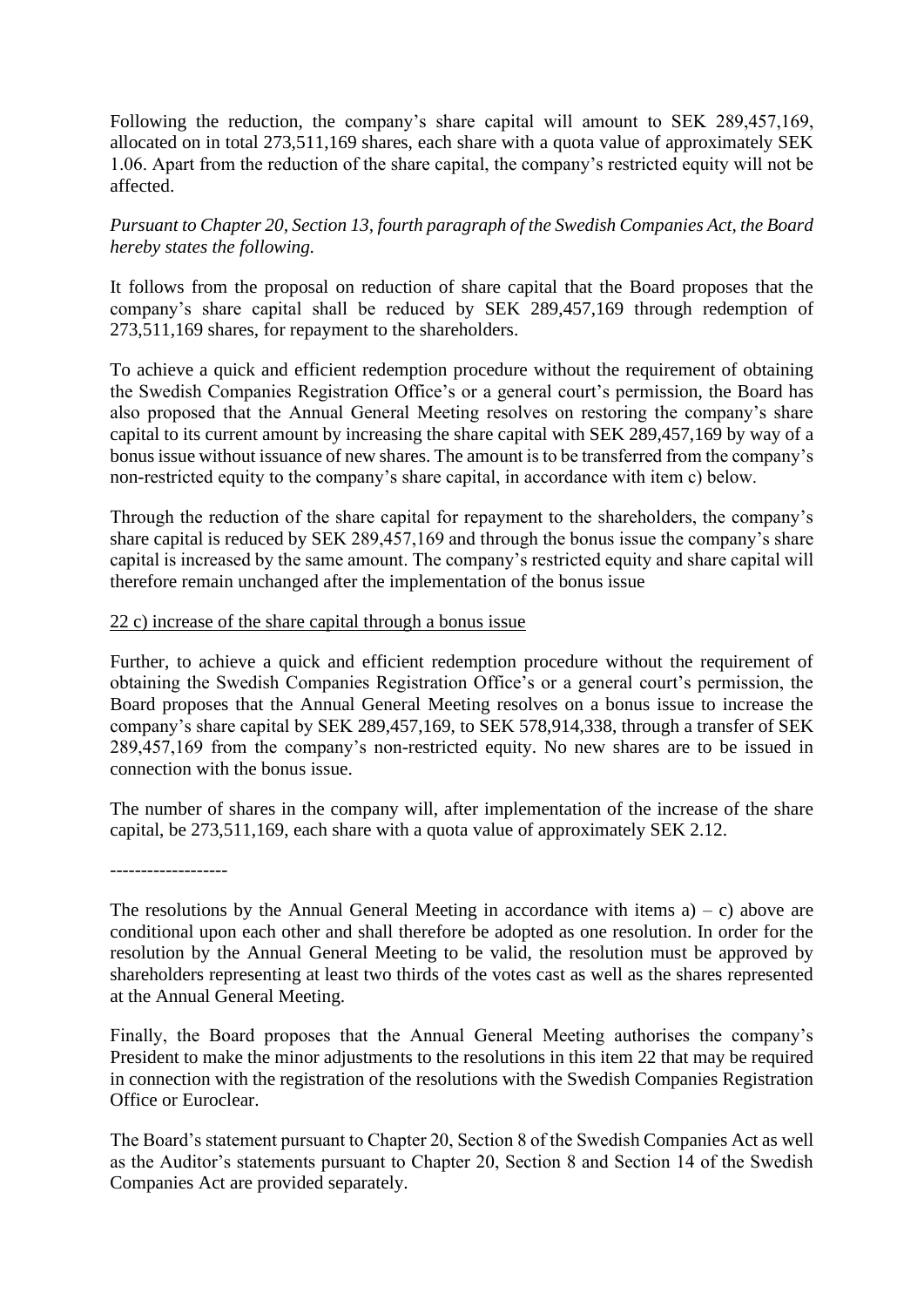Following the reduction, the company's share capital will amount to SEK 289,457,169, allocated on in total 273,511,169 shares, each share with a quota value of approximately SEK 1.06. Apart from the reduction of the share capital, the company's restricted equity will not be affected.

*Pursuant to Chapter 20, Section 13, fourth paragraph of the Swedish Companies Act, the Board hereby states the following.*

It follows from the proposal on reduction of share capital that the Board proposes that the company's share capital shall be reduced by SEK 289,457,169 through redemption of 273,511,169 shares, for repayment to the shareholders.

To achieve a quick and efficient redemption procedure without the requirement of obtaining the Swedish Companies Registration Office's or a general court's permission, the Board has also proposed that the Annual General Meeting resolves on restoring the company's share capital to its current amount by increasing the share capital with SEK 289,457,169 by way of a bonus issue without issuance of new shares. The amount is to be transferred from the company's non-restricted equity to the company's share capital, in accordance with item c) below.

Through the reduction of the share capital for repayment to the shareholders, the company's share capital is reduced by SEK 289,457,169 and through the bonus issue the company's share capital is increased by the same amount. The company's restricted equity and share capital will therefore remain unchanged after the implementation of the bonus issue

<u>22 c) increase of the share capital through a bonus issue</u>

Further, to achieve a quick and efficient redemption procedure without the requirement of obtaining the Swedish Companies Registration Office's or a general court's permission, the Board proposes that the Annual General Meeting resolves on a bonus issue to increase the company's share capital by SEK 289,457,169, to SEK 578,914,338, through a transfer of SEK 289,457,169 from the company's non-restricted equity. No new shares are to be issued in connection with the bonus issue.

The number of shares in the company will, after implementation of the increase of the share capital, be 273,511,169, each share with a quota value of approximately SEK 2.12.

-------------------

The resolutions by the Annual General Meeting in accordance with items a) – c) above are conditional upon each other and shall therefore be adopted as one resolution. In order for the resolution by the Annual General Meeting to be valid, the resolution must be approved by shareholders representing at least two thirds of the votes cast as well as the shares represented at the Annual General Meeting.

Finally, the Board proposes that the Annual General Meeting authorises the company's President to make the minor adjustments to the resolutions in this item 22 that may be required in connection with the registration of the resolutions with the Swedish Companies Registration Office or Euroclear.

The Board's statement pursuant to Chapter 20, Section 8 of the Swedish Companies Act as well as the Auditor's statements pursuant to Chapter 20, Section 8 and Section 14 of the Swedish Companies Act are provided separately.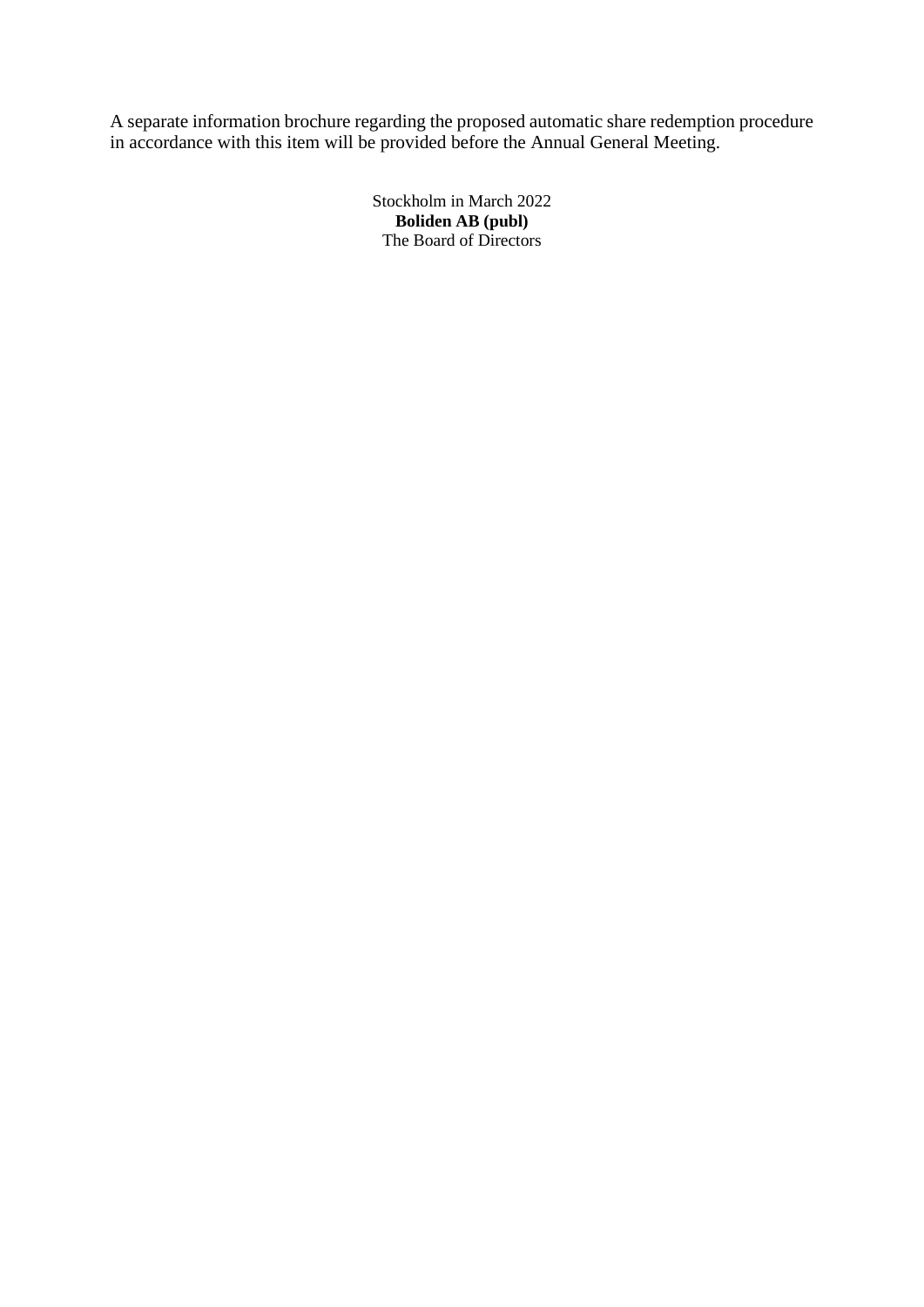A separate information brochure regarding the proposed automatic share redemption procedure in accordance with this item will be provided before the Annual General Meeting.

Stockholm in March 2022
**Boliden AB (publ)**
The Board of Directors